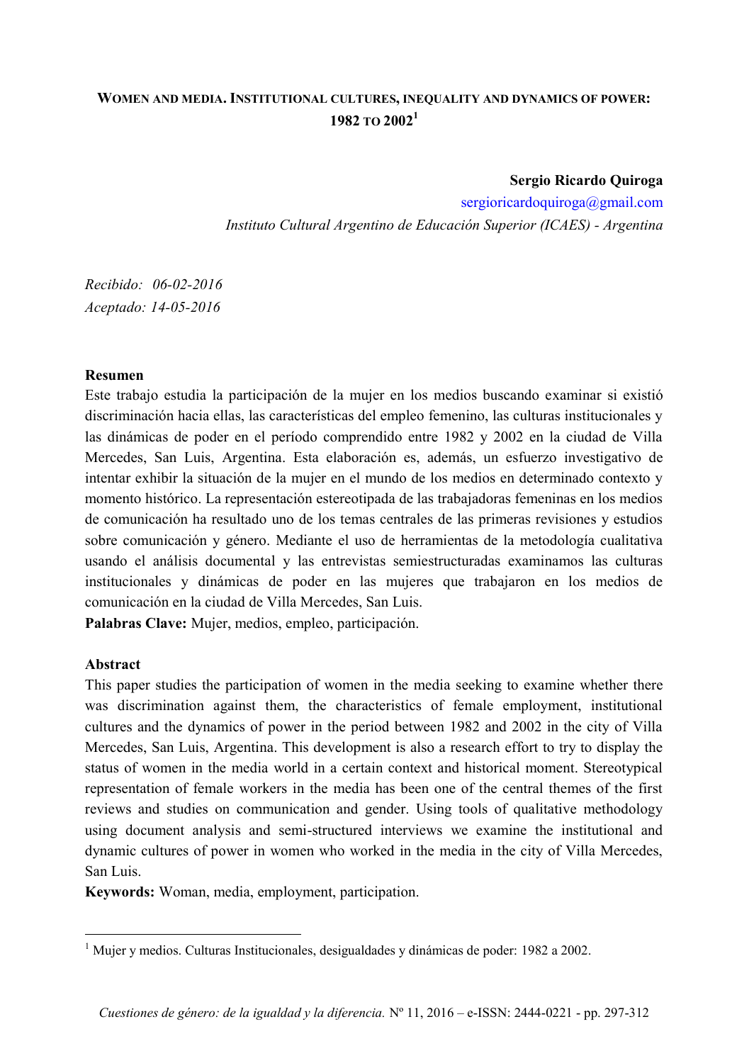# WOMEN AND MEDIA. INSTITUTIONAL CULTURES, INEQUALITY AND DYNAMICS OF POWER: 1982 TO 2002[1]

**Sergio Ricardo Quiroga**
sergioricardoquiroga@gmail.com
*Instituto Cultural Argentino de Educación Superior (ICAES) - Argentina*

*Recibido: 06-02-2016*
*Aceptado: 14-05-2016*

**Resumen**

Este trabajo estudia la participación de la mujer en los medios buscando examinar si existió discriminación hacia ellas, las características del empleo femenino, las culturas institucionales y las dinámicas de poder en el período comprendido entre 1982 y 2002 en la ciudad de Villa Mercedes, San Luis, Argentina. Esta elaboración es, además, un esfuerzo investigativo de intentar exhibir la situación de la mujer en el mundo de los medios en determinado contexto y momento histórico. La representación estereotipada de las trabajadoras femeninas en los medios de comunicación ha resultado uno de los temas centrales de las primeras revisiones y estudios sobre comunicación y género. Mediante el uso de herramientas de la metodología cualitativa usando el análisis documental y las entrevistas semiestructuradas examinamos las culturas institucionales y dinámicas de poder en las mujeres que trabajaron en los medios de comunicación en la ciudad de Villa Mercedes, San Luis.

**Palabras Clave:** Mujer, medios, empleo, participación.

**Abstract**

This paper studies the participation of women in the media seeking to examine whether there was discrimination against them, the characteristics of female employment, institutional cultures and the dynamics of power in the period between 1982 and 2002 in the city of Villa Mercedes, San Luis, Argentina. This development is also a research effort to try to display the status of women in the media world in a certain context and historical moment. Stereotypical representation of female workers in the media has been one of the central themes of the first reviews and studies on communication and gender. Using tools of qualitative methodology using document analysis and semi-structured interviews we examine the institutional and dynamic cultures of power in women who worked in the media in the city of Villa Mercedes, San Luis.

**Keywords:** Woman, media, employment, participation.

[1] Mujer y medios. Culturas Institucionales, desigualdades y dinámicas de poder: 1982 a 2002.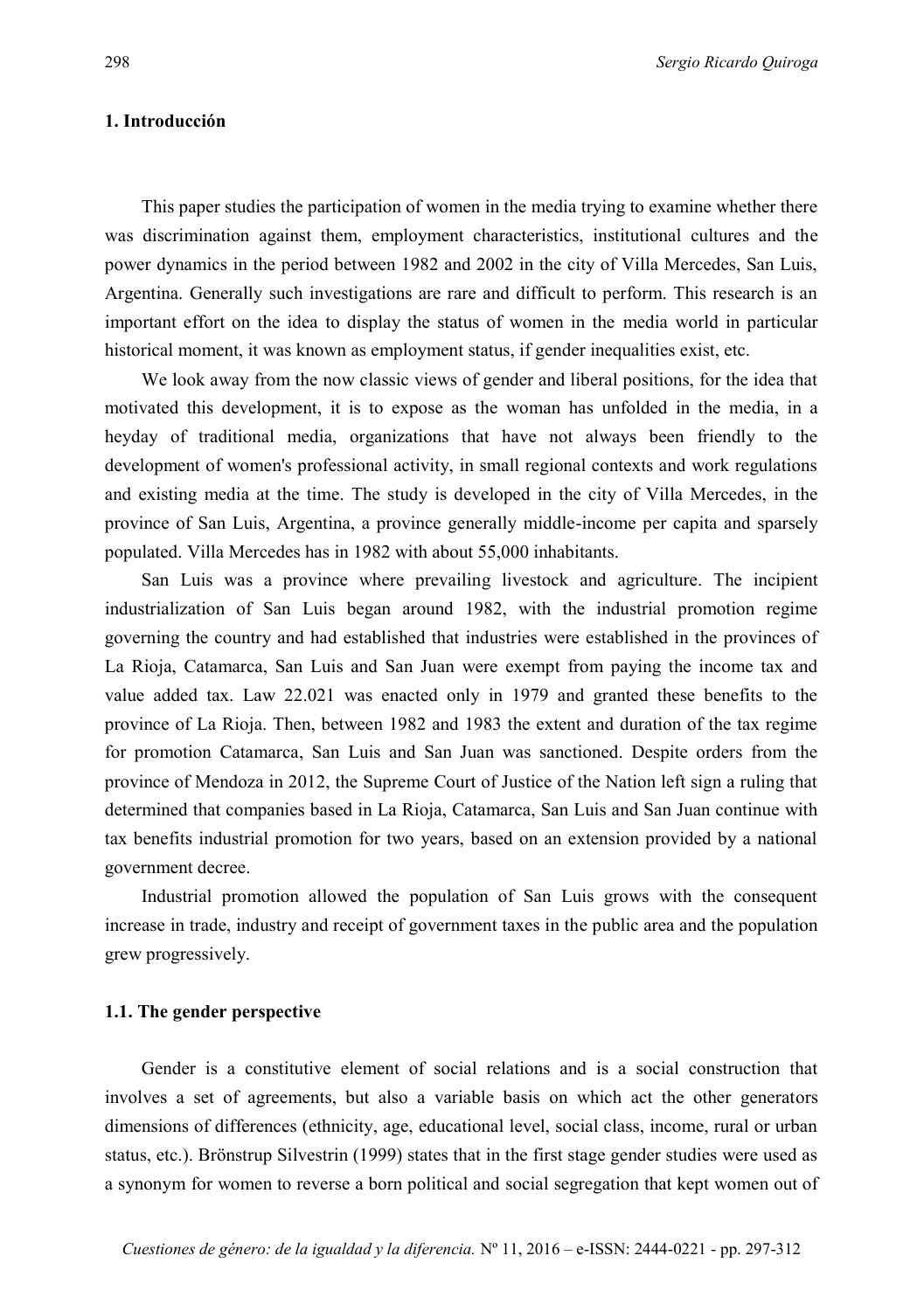## 1. Introducción

This paper studies the participation of women in the media trying to examine whether there was discrimination against them, employment characteristics, institutional cultures and the power dynamics in the period between 1982 and 2002 in the city of Villa Mercedes, San Luis, Argentina. Generally such investigations are rare and difficult to perform. This research is an important effort on the idea to display the status of women in the media world in particular historical moment, it was known as employment status, if gender inequalities exist, etc.

We look away from the now classic views of gender and liberal positions, for the idea that motivated this development, it is to expose as the woman has unfolded in the media, in a heyday of traditional media, organizations that have not always been friendly to the development of women's professional activity, in small regional contexts and work regulations and existing media at the time. The study is developed in the city of Villa Mercedes, in the province of San Luis, Argentina, a province generally middle-income per capita and sparsely populated. Villa Mercedes has in 1982 with about 55,000 inhabitants.

San Luis was a province where prevailing livestock and agriculture. The incipient industrialization of San Luis began around 1982, with the industrial promotion regime governing the country and had established that industries were established in the provinces of La Rioja, Catamarca, San Luis and San Juan were exempt from paying the income tax and value added tax. Law 22.021 was enacted only in 1979 and granted these benefits to the province of La Rioja. Then, between 1982 and 1983 the extent and duration of the tax regime for promotion Catamarca, San Luis and San Juan was sanctioned. Despite orders from the province of Mendoza in 2012, the Supreme Court of Justice of the Nation left sign a ruling that determined that companies based in La Rioja, Catamarca, San Luis and San Juan continue with tax benefits industrial promotion for two years, based on an extension provided by a national government decree.

Industrial promotion allowed the population of San Luis grows with the consequent increase in trade, industry and receipt of government taxes in the public area and the population grew progressively.

### 1.1. The gender perspective

Gender is a constitutive element of social relations and is a social construction that involves a set of agreements, but also a variable basis on which act the other generators dimensions of differences (ethnicity, age, educational level, social class, income, rural or urban status, etc.). Brönstrup Silvestrin (1999) states that in the first stage gender studies were used as a synonym for women to reverse a born political and social segregation that kept women out of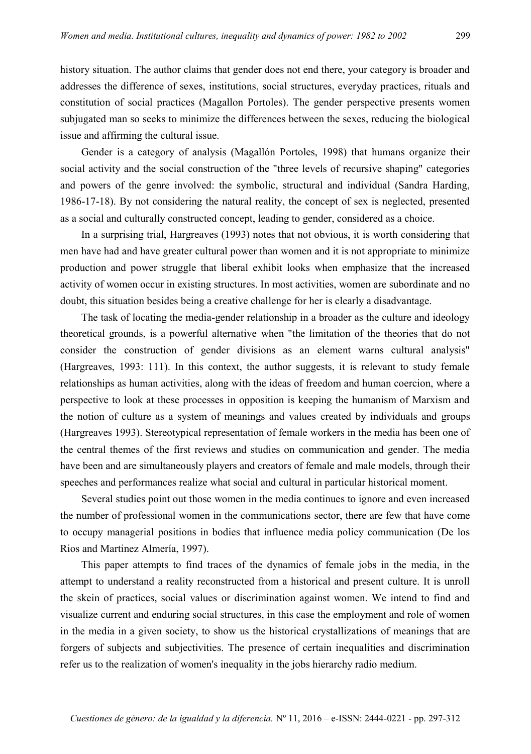history situation. The author claims that gender does not end there, your category is broader and addresses the difference of sexes, institutions, social structures, everyday practices, rituals and constitution of social practices (Magallon Portoles). The gender perspective presents women subjugated man so seeks to minimize the differences between the sexes, reducing the biological issue and affirming the cultural issue.

Gender is a category of analysis (Magallón Portoles, 1998) that humans organize their social activity and the social construction of the "three levels of recursive shaping" categories and powers of the genre involved: the symbolic, structural and individual (Sandra Harding, 1986-17-18). By not considering the natural reality, the concept of sex is neglected, presented as a social and culturally constructed concept, leading to gender, considered as a choice.

In a surprising trial, Hargreaves (1993) notes that not obvious, it is worth considering that men have had and have greater cultural power than women and it is not appropriate to minimize production and power struggle that liberal exhibit looks when emphasize that the increased activity of women occur in existing structures. In most activities, women are subordinate and no doubt, this situation besides being a creative challenge for her is clearly a disadvantage.

The task of locating the media-gender relationship in a broader as the culture and ideology theoretical grounds, is a powerful alternative when "the limitation of the theories that do not consider the construction of gender divisions as an element warns cultural analysis" (Hargreaves, 1993: 111). In this context, the author suggests, it is relevant to study female relationships as human activities, along with the ideas of freedom and human coercion, where a perspective to look at these processes in opposition is keeping the humanism of Marxism and the notion of culture as a system of meanings and values created by individuals and groups (Hargreaves 1993). Stereotypical representation of female workers in the media has been one of the central themes of the first reviews and studies on communication and gender. The media have been and are simultaneously players and creators of female and male models, through their speeches and performances realize what social and cultural in particular historical moment.

Several studies point out those women in the media continues to ignore and even increased the number of professional women in the communications sector, there are few that have come to occupy managerial positions in bodies that influence media policy communication (De los Rios and Martinez Almería, 1997).

This paper attempts to find traces of the dynamics of female jobs in the media, in the attempt to understand a reality reconstructed from a historical and present culture. It is unroll the skein of practices, social values or discrimination against women. We intend to find and visualize current and enduring social structures, in this case the employment and role of women in the media in a given society, to show us the historical crystallizations of meanings that are forgers of subjects and subjectivities. The presence of certain inequalities and discrimination refer us to the realization of women's inequality in the jobs hierarchy radio medium.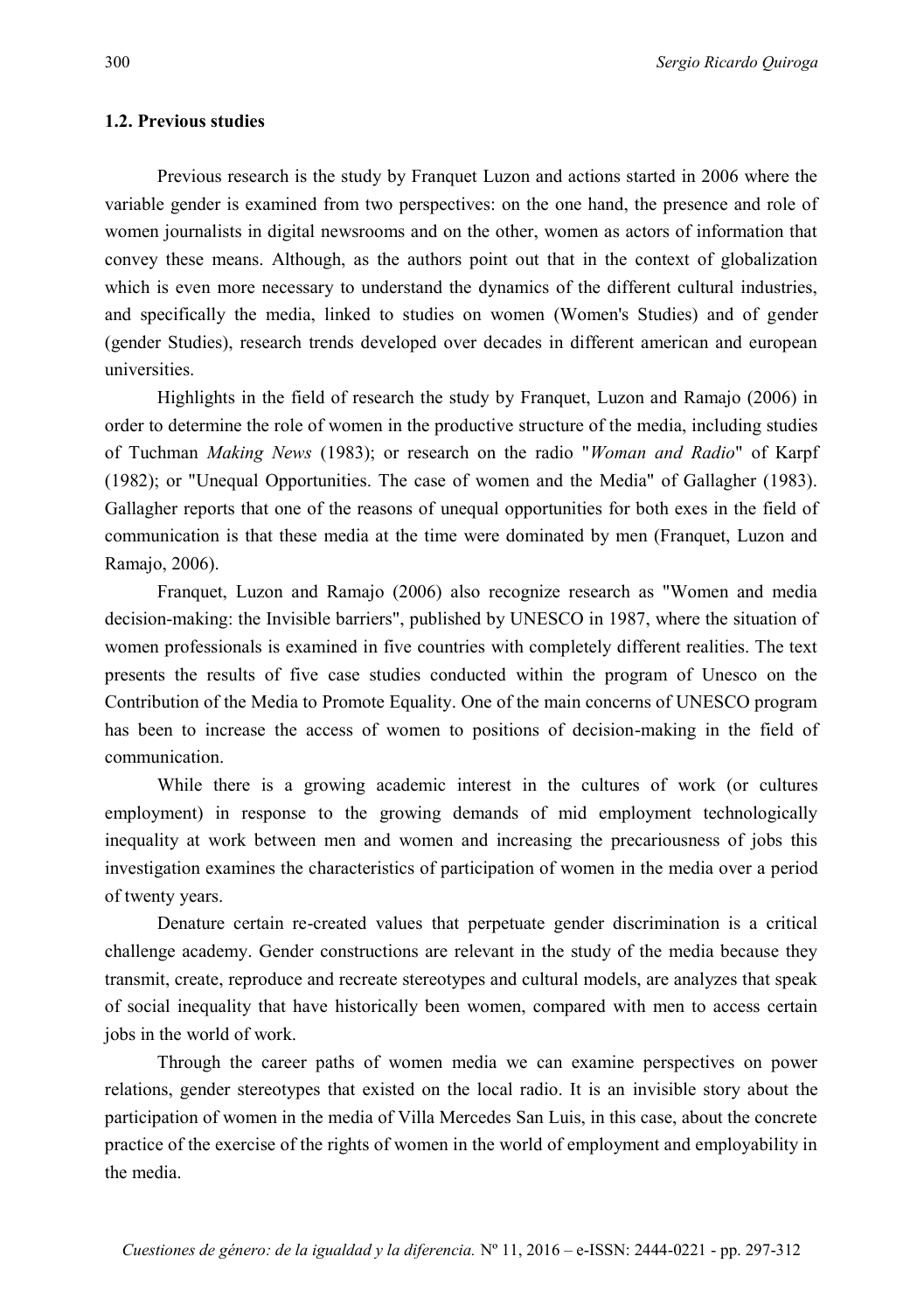### 1.2. Previous studies

Previous research is the study by Franquet Luzon and actions started in 2006 where the variable gender is examined from two perspectives: on the one hand, the presence and role of women journalists in digital newsrooms and on the other, women as actors of information that convey these means. Although, as the authors point out that in the context of globalization which is even more necessary to understand the dynamics of the different cultural industries, and specifically the media, linked to studies on women (Women's Studies) and of gender (gender Studies), research trends developed over decades in different american and european universities.

Highlights in the field of research the study by Franquet, Luzon and Ramajo (2006) in order to determine the role of women in the productive structure of the media, including studies of Tuchman *Making News* (1983); or research on the radio "*Woman and Radio*" of Karpf (1982); or "Unequal Opportunities. The case of women and the Media" of Gallagher (1983). Gallagher reports that one of the reasons of unequal opportunities for both exes in the field of communication is that these media at the time were dominated by men (Franquet, Luzon and Ramajo, 2006).

Franquet, Luzon and Ramajo (2006) also recognize research as "Women and media decision-making: the Invisible barriers", published by UNESCO in 1987, where the situation of women professionals is examined in five countries with completely different realities. The text presents the results of five case studies conducted within the program of Unesco on the Contribution of the Media to Promote Equality. One of the main concerns of UNESCO program has been to increase the access of women to positions of decision-making in the field of communication.

While there is a growing academic interest in the cultures of work (or cultures employment) in response to the growing demands of mid employment technologically inequality at work between men and women and increasing the precariousness of jobs this investigation examines the characteristics of participation of women in the media over a period of twenty years.

Denature certain re-created values that perpetuate gender discrimination is a critical challenge academy. Gender constructions are relevant in the study of the media because they transmit, create, reproduce and recreate stereotypes and cultural models, are analyzes that speak of social inequality that have historically been women, compared with men to access certain jobs in the world of work.

Through the career paths of women media we can examine perspectives on power relations, gender stereotypes that existed on the local radio. It is an invisible story about the participation of women in the media of Villa Mercedes San Luis, in this case, about the concrete practice of the exercise of the rights of women in the world of employment and employability in the media.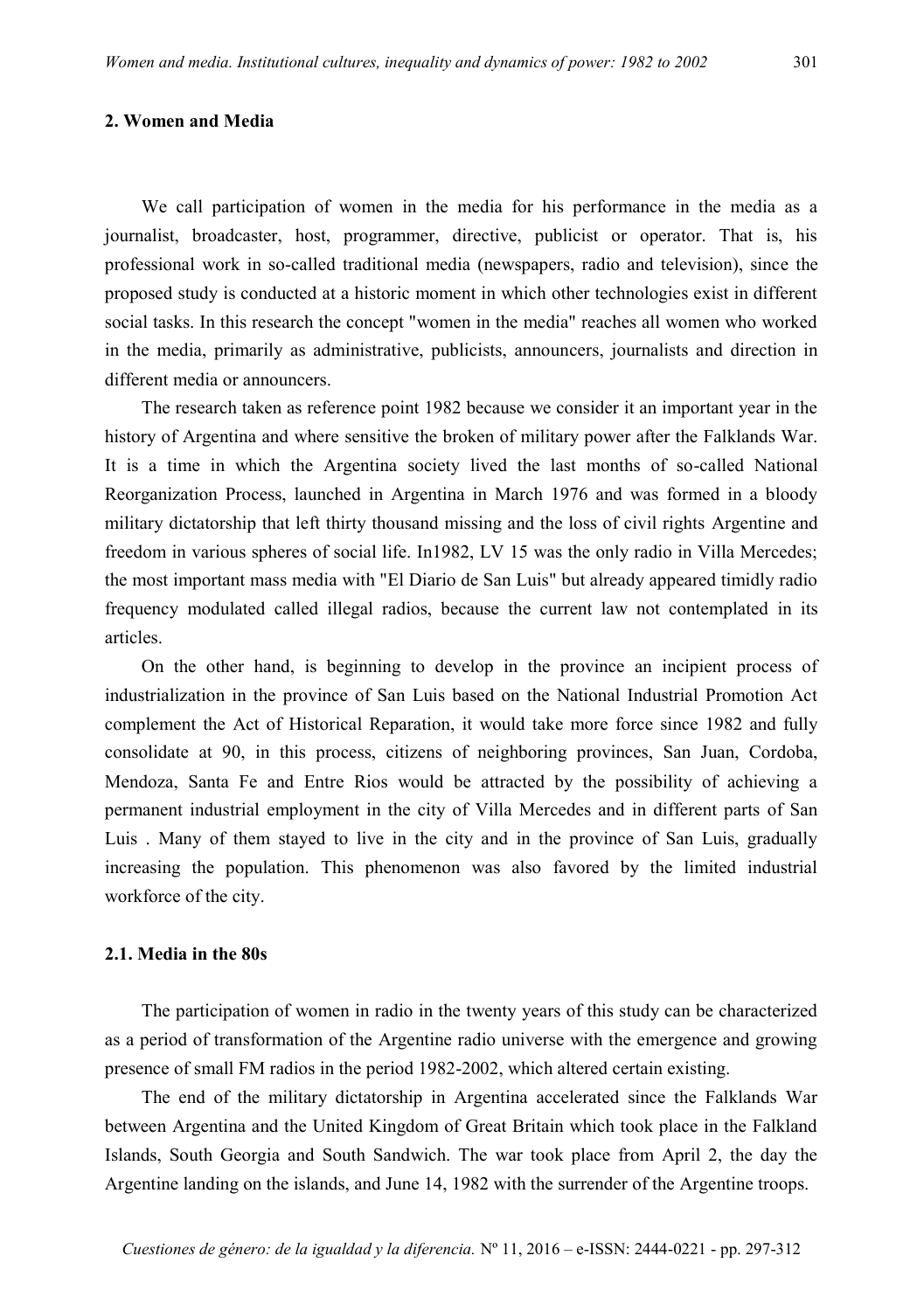## 2. Women and Media

We call participation of women in the media for his performance in the media as a journalist, broadcaster, host, programmer, directive, publicist or operator. That is, his professional work in so-called traditional media (newspapers, radio and television), since the proposed study is conducted at a historic moment in which other technologies exist in different social tasks. In this research the concept "women in the media" reaches all women who worked in the media, primarily as administrative, publicists, announcers, journalists and direction in different media or announcers.

The research taken as reference point 1982 because we consider it an important year in the history of Argentina and where sensitive the broken of military power after the Falklands War. It is a time in which the Argentina society lived the last months of so-called National Reorganization Process, launched in Argentina in March 1976 and was formed in a bloody military dictatorship that left thirty thousand missing and the loss of civil rights Argentine and freedom in various spheres of social life. In1982, LV 15 was the only radio in Villa Mercedes; the most important mass media with "El Diario de San Luis" but already appeared timidly radio frequency modulated called illegal radios, because the current law not contemplated in its articles.

On the other hand, is beginning to develop in the province an incipient process of industrialization in the province of San Luis based on the National Industrial Promotion Act complement the Act of Historical Reparation, it would take more force since 1982 and fully consolidate at 90, in this process, citizens of neighboring provinces, San Juan, Cordoba, Mendoza, Santa Fe and Entre Rios would be attracted by the possibility of achieving a permanent industrial employment in the city of Villa Mercedes and in different parts of San Luis . Many of them stayed to live in the city and in the province of San Luis, gradually increasing the population. This phenomenon was also favored by the limited industrial workforce of the city.

### 2.1. Media in the 80s

The participation of women in radio in the twenty years of this study can be characterized as a period of transformation of the Argentine radio universe with the emergence and growing presence of small FM radios in the period 1982-2002, which altered certain existing.

The end of the military dictatorship in Argentina accelerated since the Falklands War between Argentina and the United Kingdom of Great Britain which took place in the Falkland Islands, South Georgia and South Sandwich. The war took place from April 2, the day the Argentine landing on the islands, and June 14, 1982 with the surrender of the Argentine troops.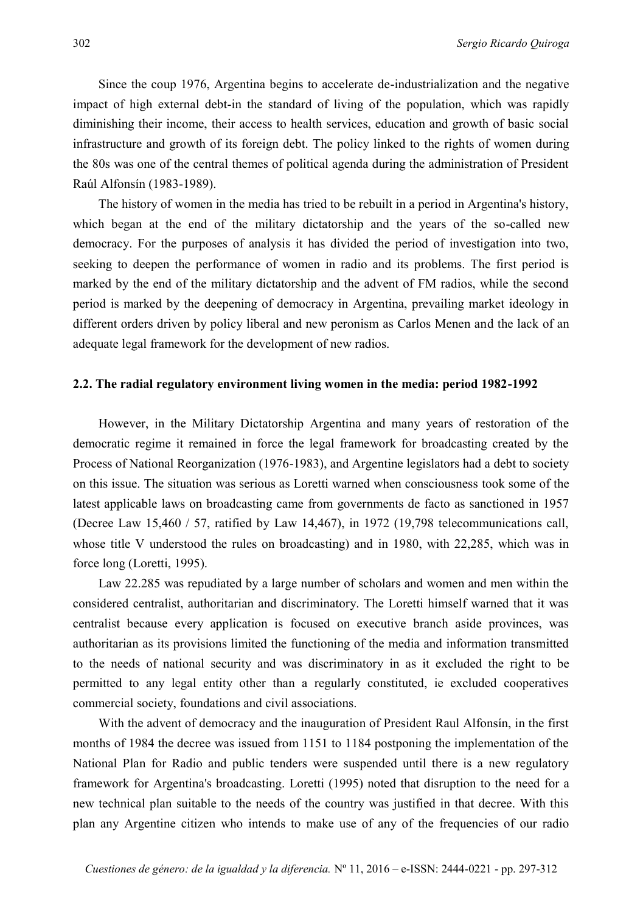Since the coup 1976, Argentina begins to accelerate de-industrialization and the negative impact of high external debt-in the standard of living of the population, which was rapidly diminishing their income, their access to health services, education and growth of basic social infrastructure and growth of its foreign debt. The policy linked to the rights of women during the 80s was one of the central themes of political agenda during the administration of President Raúl Alfonsín (1983-1989).

The history of women in the media has tried to be rebuilt in a period in Argentina's history, which began at the end of the military dictatorship and the years of the so-called new democracy. For the purposes of analysis it has divided the period of investigation into two, seeking to deepen the performance of women in radio and its problems. The first period is marked by the end of the military dictatorship and the advent of FM radios, while the second period is marked by the deepening of democracy in Argentina, prevailing market ideology in different orders driven by policy liberal and new peronism as Carlos Menen and the lack of an adequate legal framework for the development of new radios.

### 2.2. The radial regulatory environment living women in the media: period 1982-1992

However, in the Military Dictatorship Argentina and many years of restoration of the democratic regime it remained in force the legal framework for broadcasting created by the Process of National Reorganization (1976-1983), and Argentine legislators had a debt to society on this issue. The situation was serious as Loretti warned when consciousness took some of the latest applicable laws on broadcasting came from governments de facto as sanctioned in 1957 (Decree Law 15,460 / 57, ratified by Law 14,467), in 1972 (19,798 telecommunications call, whose title V understood the rules on broadcasting) and in 1980, with 22,285, which was in force long (Loretti, 1995).

Law 22.285 was repudiated by a large number of scholars and women and men within the considered centralist, authoritarian and discriminatory. The Loretti himself warned that it was centralist because every application is focused on executive branch aside provinces, was authoritarian as its provisions limited the functioning of the media and information transmitted to the needs of national security and was discriminatory in as it excluded the right to be permitted to any legal entity other than a regularly constituted, ie excluded cooperatives commercial society, foundations and civil associations.

With the advent of democracy and the inauguration of President Raul Alfonsín, in the first months of 1984 the decree was issued from 1151 to 1184 postponing the implementation of the National Plan for Radio and public tenders were suspended until there is a new regulatory framework for Argentina's broadcasting. Loretti (1995) noted that disruption to the need for a new technical plan suitable to the needs of the country was justified in that decree. With this plan any Argentine citizen who intends to make use of any of the frequencies of our radio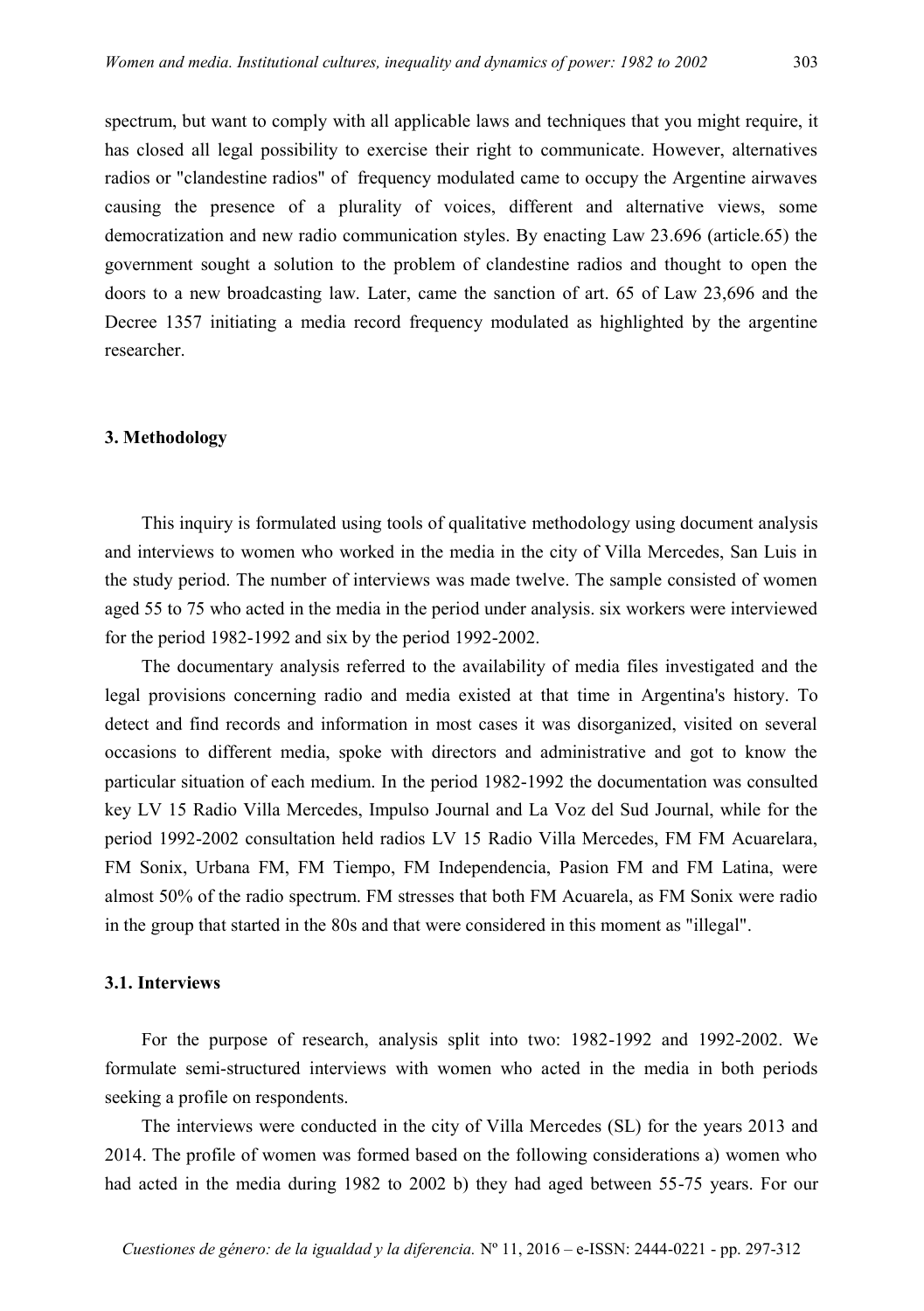spectrum, but want to comply with all applicable laws and techniques that you might require, it has closed all legal possibility to exercise their right to communicate. However, alternatives radios or "clandestine radios" of frequency modulated came to occupy the Argentine airwaves causing the presence of a plurality of voices, different and alternative views, some democratization and new radio communication styles. By enacting Law 23.696 (article.65) the government sought a solution to the problem of clandestine radios and thought to open the doors to a new broadcasting law. Later, came the sanction of art. 65 of Law 23,696 and the Decree 1357 initiating a media record frequency modulated as highlighted by the argentine researcher.

### 3. Methodology

This inquiry is formulated using tools of qualitative methodology using document analysis and interviews to women who worked in the media in the city of Villa Mercedes, San Luis in the study period. The number of interviews was made twelve. The sample consisted of women aged 55 to 75 who acted in the media in the period under analysis. six workers were interviewed for the period 1982-1992 and six by the period 1992-2002.

The documentary analysis referred to the availability of media files investigated and the legal provisions concerning radio and media existed at that time in Argentina's history. To detect and find records and information in most cases it was disorganized, visited on several occasions to different media, spoke with directors and administrative and got to know the particular situation of each medium. In the period 1982-1992 the documentation was consulted key LV 15 Radio Villa Mercedes, Impulso Journal and La Voz del Sud Journal, while for the period 1992-2002 consultation held radios LV 15 Radio Villa Mercedes, FM FM Acuarelara, FM Sonix, Urbana FM, FM Tiempo, FM Independencia, Pasion FM and FM Latina, were almost 50% of the radio spectrum. FM stresses that both FM Acuarela, as FM Sonix were radio in the group that started in the 80s and that were considered in this moment as "illegal".

#### 3.1. Interviews

For the purpose of research, analysis split into two: 1982-1992 and 1992-2002. We formulate semi-structured interviews with women who acted in the media in both periods seeking a profile on respondents.

The interviews were conducted in the city of Villa Mercedes (SL) for the years 2013 and 2014. The profile of women was formed based on the following considerations a) women who had acted in the media during 1982 to 2002 b) they had aged between 55-75 years. For our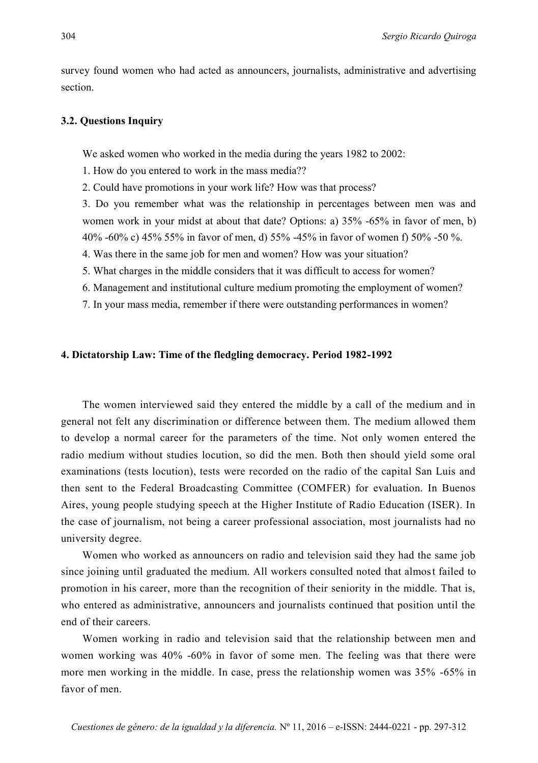survey found women who had acted as announcers, journalists, administrative and advertising section.

### 3.2. Questions Inquiry

We asked women who worked in the media during the years 1982 to 2002:

1. How do you entered to work in the mass media??
2. Could have promotions in your work life? How was that process?
3. Do you remember what was the relationship in percentages between men was and women work in your midst at about that date? Options: a) 35% -65% in favor of men, b) 40% -60% c) 45% 55% in favor of men, d) 55% -45% in favor of women f) 50% -50 %.
4. Was there in the same job for men and women? How was your situation?
5. What charges in the middle considers that it was difficult to access for women?
6. Management and institutional culture medium promoting the employment of women?
7. In your mass media, remember if there were outstanding performances in women?

## 4. Dictatorship Law: Time of the fledgling democracy. Period 1982-1992

The women interviewed said they entered the middle by a call of the medium and in general not felt any discrimination or difference between them. The medium allowed them to develop a normal career for the parameters of the time. Not only women entered the radio medium without studies locution, so did the men. Both then should yield some oral examinations (tests locution), tests were recorded on the radio of the capital San Luis and then sent to the Federal Broadcasting Committee (COMFER) for evaluation. In Buenos Aires, young people studying speech at the Higher Institute of Radio Education (ISER). In the case of journalism, not being a career professional association, most journalists had no university degree.

Women who worked as announcers on radio and television said they had the same job since joining until graduated the medium. All workers consulted noted that almost failed to promotion in his career, more than the recognition of their seniority in the middle. That is, who entered as administrative, announcers and journalists continued that position until the end of their careers.

Women working in radio and television said that the relationship between men and women working was 40% -60% in favor of some men. The feeling was that there were more men working in the middle. In case, press the relationship women was 35% -65% in favor of men.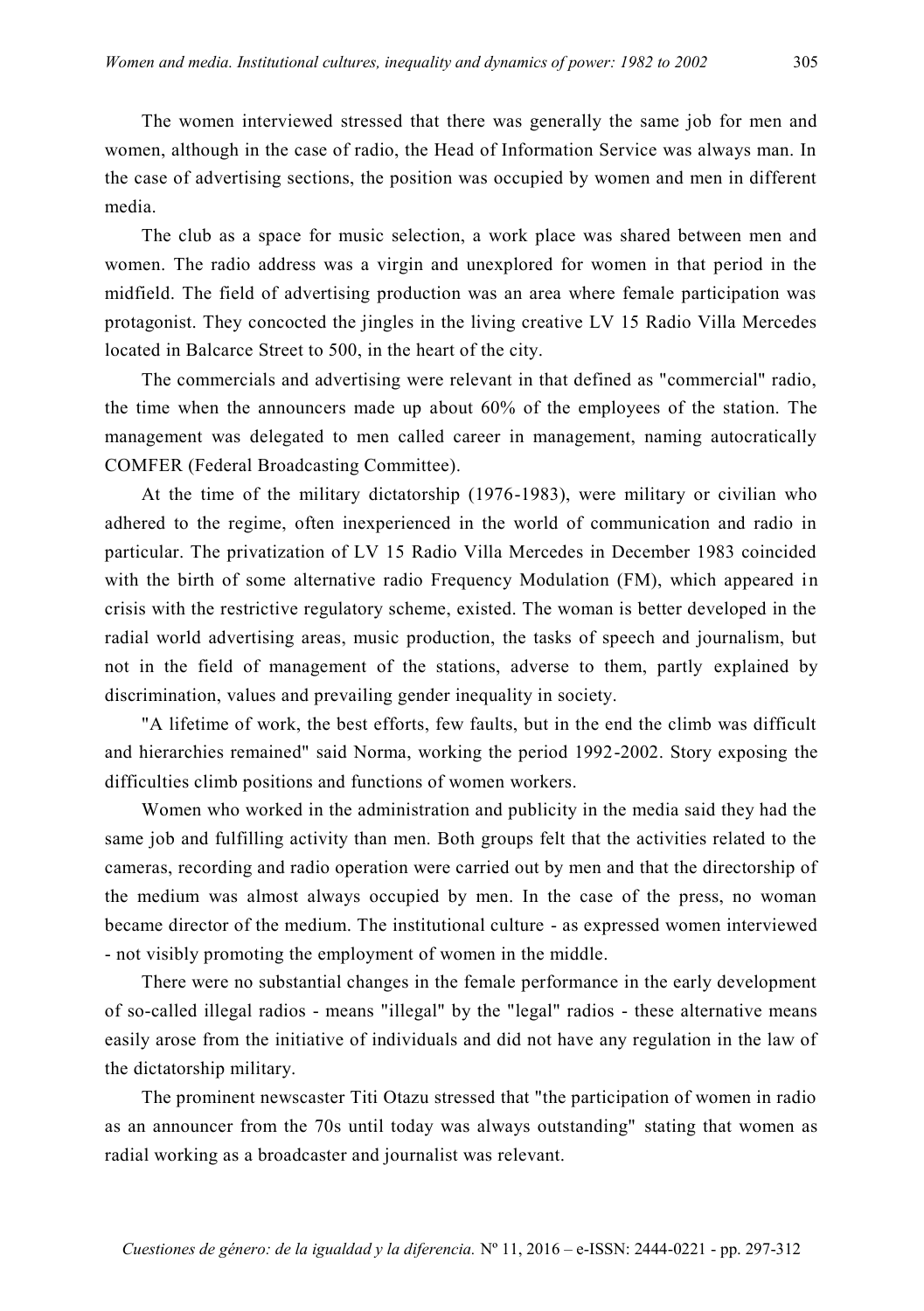The women interviewed stressed that there was generally the same job for men and women, although in the case of radio, the Head of Information Service was always man. In the case of advertising sections, the position was occupied by women and men in different media.

The club as a space for music selection, a work place was shared between men and women. The radio address was a virgin and unexplored for women in that period in the midfield. The field of advertising production was an area where female participation was protagonist. They concocted the jingles in the living creative LV 15 Radio Villa Mercedes located in Balcarce Street to 500, in the heart of the city.

The commercials and advertising were relevant in that defined as "commercial" radio, the time when the announcers made up about 60% of the employees of the station. The management was delegated to men called career in management, naming autocratically COMFER (Federal Broadcasting Committee).

At the time of the military dictatorship (1976-1983), were military or civilian who adhered to the regime, often inexperienced in the world of communication and radio in particular. The privatization of LV 15 Radio Villa Mercedes in December 1983 coincided with the birth of some alternative radio Frequency Modulation (FM), which appeared in crisis with the restrictive regulatory scheme, existed. The woman is better developed in the radial world advertising areas, music production, the tasks of speech and journalism, but not in the field of management of the stations, adverse to them, partly explained by discrimination, values and prevailing gender inequality in society.

"A lifetime of work, the best efforts, few faults, but in the end the climb was difficult and hierarchies remained" said Norma, working the period 1992-2002. Story exposing the difficulties climb positions and functions of women workers.

Women who worked in the administration and publicity in the media said they had the same job and fulfilling activity than men. Both groups felt that the activities related to the cameras, recording and radio operation were carried out by men and that the directorship of the medium was almost always occupied by men. In the case of the press, no woman became director of the medium. The institutional culture - as expressed women interviewed - not visibly promoting the employment of women in the middle.

There were no substantial changes in the female performance in the early development of so-called illegal radios - means "illegal" by the "legal" radios - these alternative means easily arose from the initiative of individuals and did not have any regulation in the law of the dictatorship military.

The prominent newscaster Titi Otazu stressed that "the participation of women in radio as an announcer from the 70s until today was always outstanding" stating that women as radial working as a broadcaster and journalist was relevant.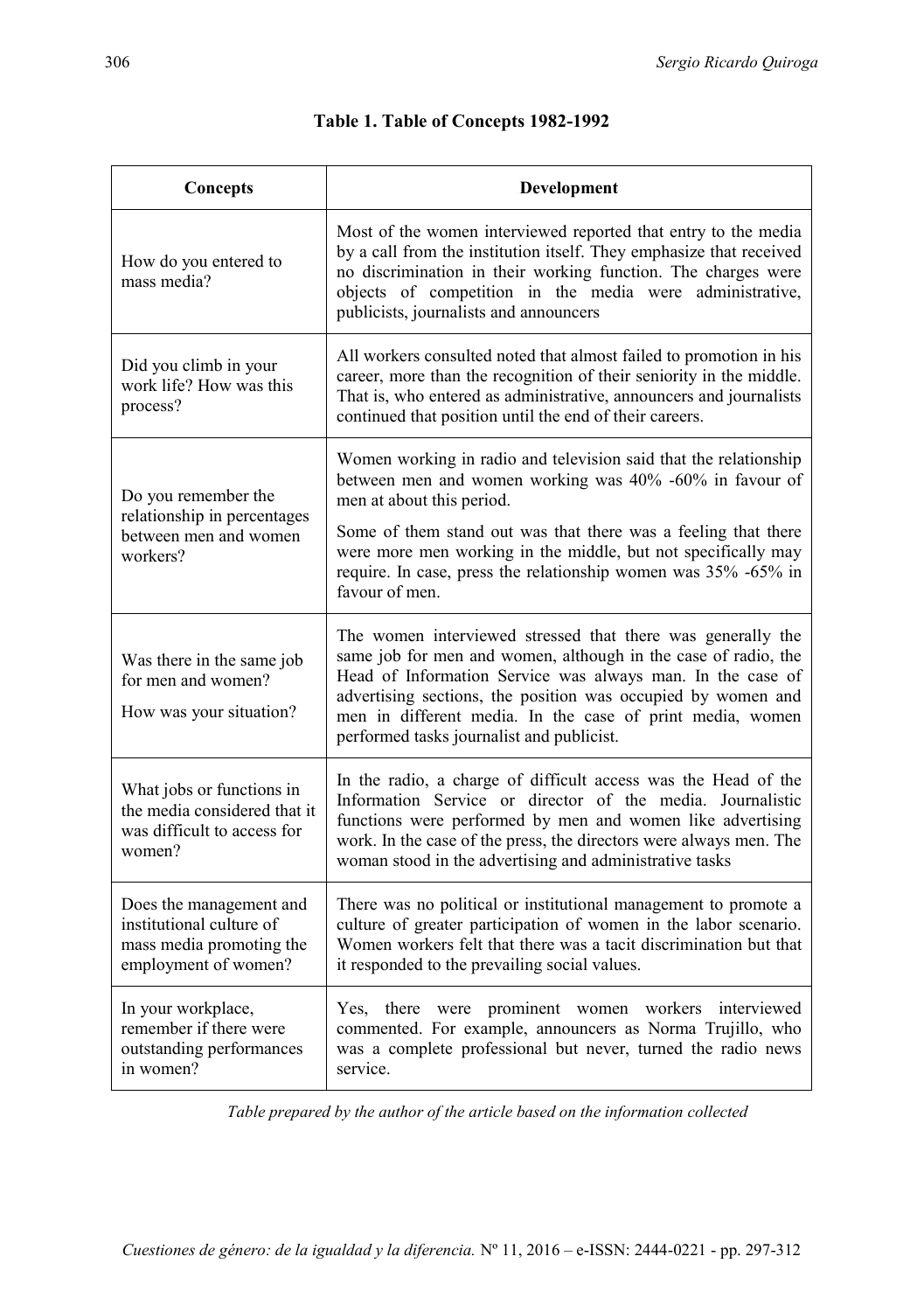**Table 1. Table of Concepts 1982-1992**

| Concepts | Development |
|---|---|
| How do you entered to mass media? | Most of the women interviewed reported that entry to the media by a call from the institution itself. They emphasize that received no discrimination in their working function. The charges were objects of competition in the media were administrative, publicists, journalists and announcers |
| Did you climb in your work life? How was this process? | All workers consulted noted that almost failed to promotion in his career, more than the recognition of their seniority in the middle. That is, who entered as administrative, announcers and journalists continued that position until the end of their careers. |
| Do you remember the relationship in percentages between men and women workers? | Women working in radio and television said that the relationship between men and women working was 40% -60% in favour of men at about this period.<br><br>Some of them stand out was that there was a feeling that there were more men working in the middle, but not specifically may require. In case, press the relationship women was 35% -65% in favour of men. |
| Was there in the same job for men and women?<br><br>How was your situation? | The women interviewed stressed that there was generally the same job for men and women, although in the case of radio, the Head of Information Service was always man. In the case of advertising sections, the position was occupied by women and men in different media. In the case of print media, women performed tasks journalist and publicist. |
| What jobs or functions in the media considered that it was difficult to access for women? | In the radio, a charge of difficult access was the Head of the Information Service or director of the media. Journalistic functions were performed by men and women like advertising work. In the case of the press, the directors were always men. The woman stood in the advertising and administrative tasks |
| Does the management and institutional culture of mass media promoting the employment of women? | There was no political or institutional management to promote a culture of greater participation of women in the labor scenario. Women workers felt that there was a tacit discrimination but that it responded to the prevailing social values. |
| In your workplace, remember if there were outstanding performances in women? | Yes, there were prominent women workers interviewed commented. For example, announcers as Norma Trujillo, who was a complete professional but never, turned the radio news service. |

*Table prepared by the author of the article based on the information collected*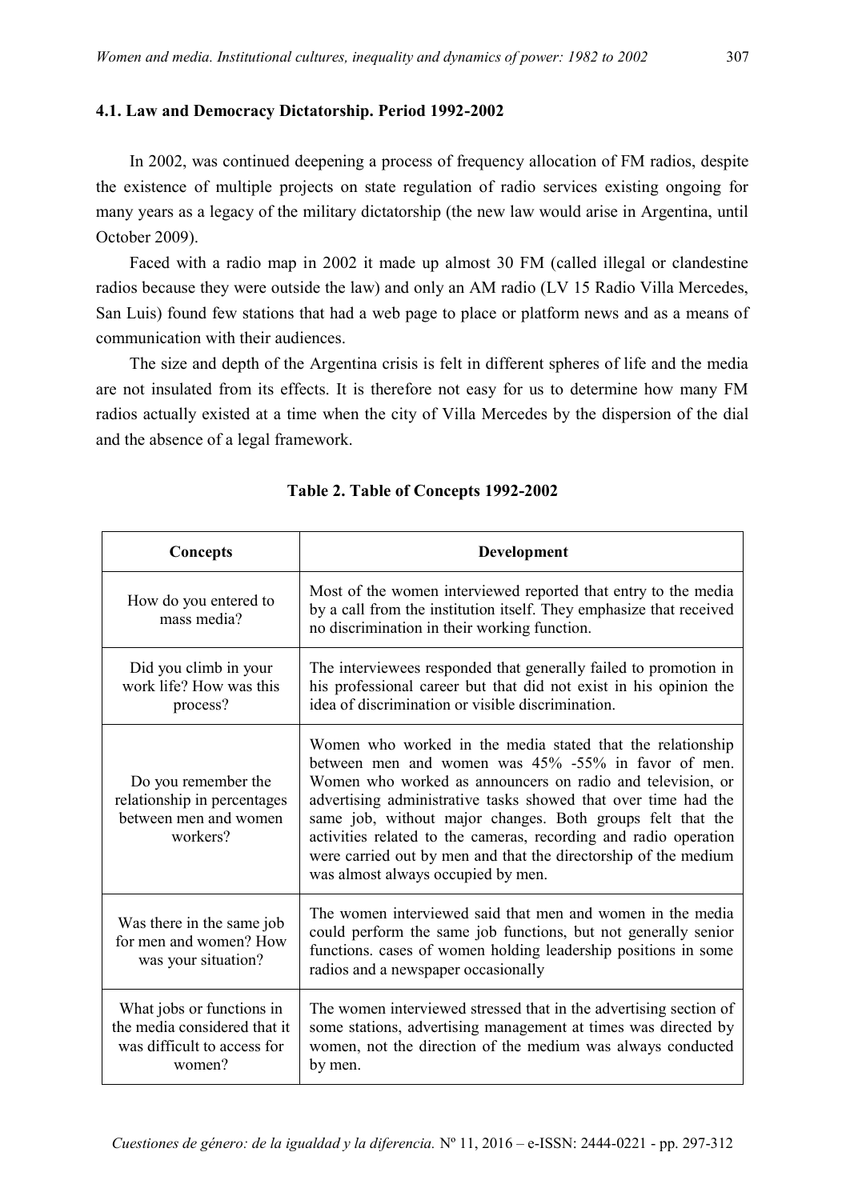### 4.1. Law and Democracy Dictatorship. Period 1992-2002

In 2002, was continued deepening a process of frequency allocation of FM radios, despite the existence of multiple projects on state regulation of radio services existing ongoing for many years as a legacy of the military dictatorship (the new law would arise in Argentina, until October 2009).

Faced with a radio map in 2002 it made up almost 30 FM (called illegal or clandestine radios because they were outside the law) and only an AM radio (LV 15 Radio Villa Mercedes, San Luis) found few stations that had a web page to place or platform news and as a means of communication with their audiences.

The size and depth of the Argentina crisis is felt in different spheres of life and the media are not insulated from its effects. It is therefore not easy for us to determine how many FM radios actually existed at a time when the city of Villa Mercedes by the dispersion of the dial and the absence of a legal framework.

**Table 2. Table of Concepts 1992-2002**

| Concepts | Development |
|---|---|
| How do you entered to mass media? | Most of the women interviewed reported that entry to the media by a call from the institution itself. They emphasize that received no discrimination in their working function. |
| Did you climb in your work life? How was this process? | The interviewees responded that generally failed to promotion in his professional career but that did not exist in his opinion the idea of discrimination or visible discrimination. |
| Do you remember the relationship in percentages between men and women workers? | Women who worked in the media stated that the relationship between men and women was 45% -55% in favor of men. Women who worked as announcers on radio and television, or advertising administrative tasks showed that over time had the same job, without major changes. Both groups felt that the activities related to the cameras, recording and radio operation were carried out by men and that the directorship of the medium was almost always occupied by men. |
| Was there in the same job for men and women? How was your situation? | The women interviewed said that men and women in the media could perform the same job functions, but not generally senior functions. cases of women holding leadership positions in some radios and a newspaper occasionally |
| What jobs or functions in the media considered that it was difficult to access for women? | The women interviewed stressed that in the advertising section of some stations, advertising management at times was directed by women, not the direction of the medium was always conducted by men. |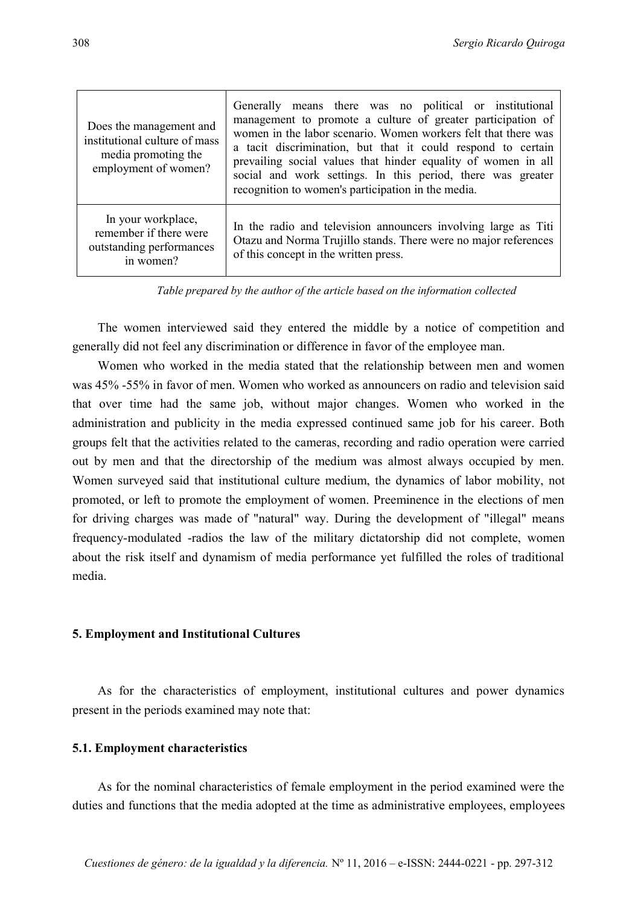| | |
|---|---|
| Does the management and institutional culture of mass media promoting the employment of women? | Generally means there was no political or institutional management to promote a culture of greater participation of women in the labor scenario. Women workers felt that there was a tacit discrimination, but that it could respond to certain prevailing social values that hinder equality of women in all social and work settings. In this period, there was greater recognition to women's participation in the media. |
| In your workplace, remember if there were outstanding performances in women? | In the radio and television announcers involving large as Titi Otazu and Norma Trujillo stands. There were no major references of this concept in the written press. |

*Table prepared by the author of the article based on the information collected*

The women interviewed said they entered the middle by a notice of competition and generally did not feel any discrimination or difference in favor of the employee man.

Women who worked in the media stated that the relationship between men and women was 45% -55% in favor of men. Women who worked as announcers on radio and television said that over time had the same job, without major changes. Women who worked in the administration and publicity in the media expressed continued same job for his career. Both groups felt that the activities related to the cameras, recording and radio operation were carried out by men and that the directorship of the medium was almost always occupied by men. Women surveyed said that institutional culture medium, the dynamics of labor mobility, not promoted, or left to promote the employment of women. Preeminence in the elections of men for driving charges was made of "natural" way. During the development of "illegal" means frequency-modulated -radios the law of the military dictatorship did not complete, women about the risk itself and dynamism of media performance yet fulfilled the roles of traditional media.

### 5. Employment and Institutional Cultures

As for the characteristics of employment, institutional cultures and power dynamics present in the periods examined may note that:

#### 5.1. Employment characteristics

As for the nominal characteristics of female employment in the period examined were the duties and functions that the media adopted at the time as administrative employees, employees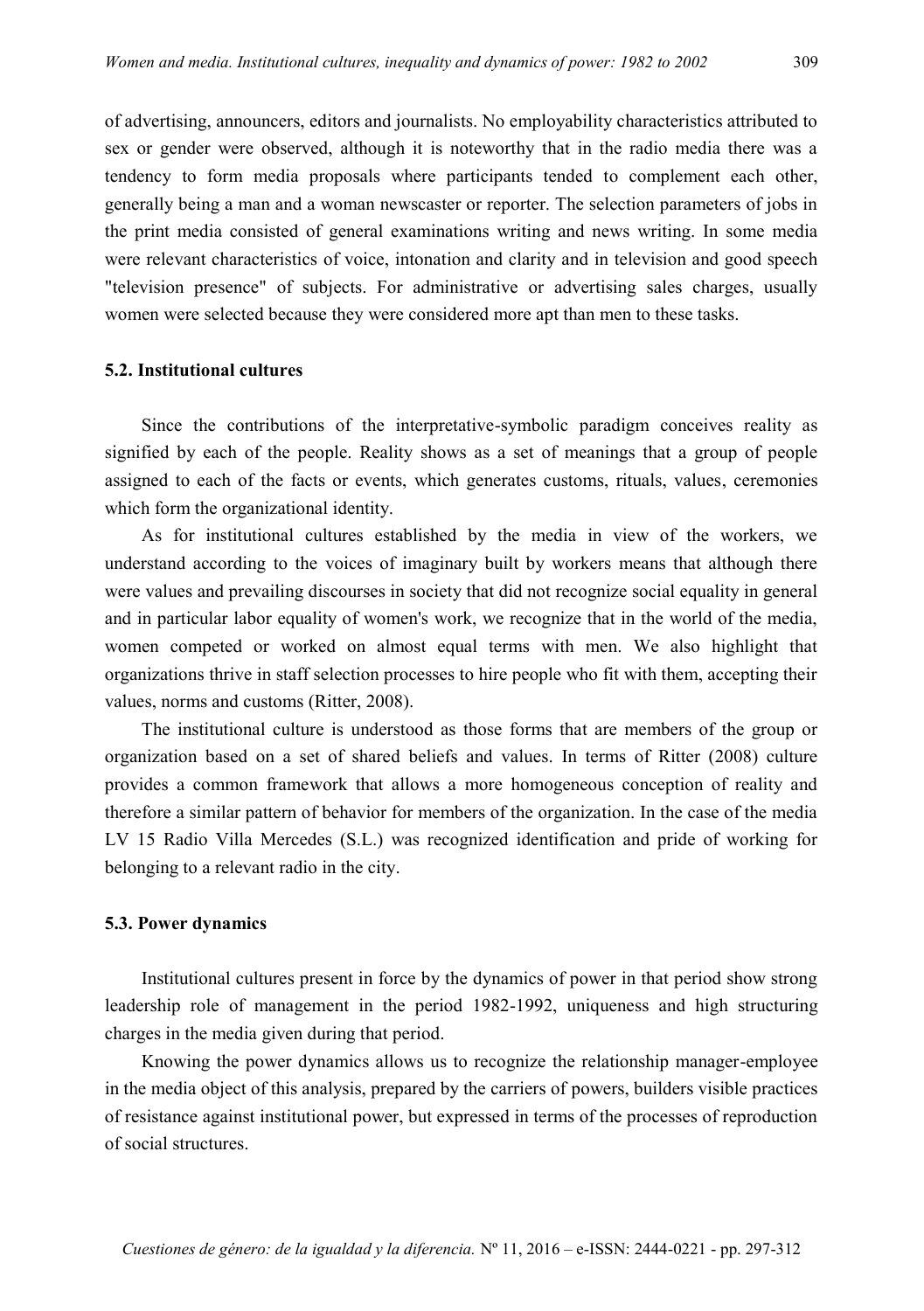of advertising, announcers, editors and journalists. No employability characteristics attributed to sex or gender were observed, although it is noteworthy that in the radio media there was a tendency to form media proposals where participants tended to complement each other, generally being a man and a woman newscaster or reporter. The selection parameters of jobs in the print media consisted of general examinations writing and news writing. In some media were relevant characteristics of voice, intonation and clarity and in television and good speech "television presence" of subjects. For administrative or advertising sales charges, usually women were selected because they were considered more apt than men to these tasks.

### 5.2. Institutional cultures

Since the contributions of the interpretative-symbolic paradigm conceives reality as signified by each of the people. Reality shows as a set of meanings that a group of people assigned to each of the facts or events, which generates customs, rituals, values, ceremonies which form the organizational identity.

As for institutional cultures established by the media in view of the workers, we understand according to the voices of imaginary built by workers means that although there were values and prevailing discourses in society that did not recognize social equality in general and in particular labor equality of women's work, we recognize that in the world of the media, women competed or worked on almost equal terms with men. We also highlight that organizations thrive in staff selection processes to hire people who fit with them, accepting their values, norms and customs (Ritter, 2008).

The institutional culture is understood as those forms that are members of the group or organization based on a set of shared beliefs and values. In terms of Ritter (2008) culture provides a common framework that allows a more homogeneous conception of reality and therefore a similar pattern of behavior for members of the organization. In the case of the media LV 15 Radio Villa Mercedes (S.L.) was recognized identification and pride of working for belonging to a relevant radio in the city.

### 5.3. Power dynamics

Institutional cultures present in force by the dynamics of power in that period show strong leadership role of management in the period 1982-1992, uniqueness and high structuring charges in the media given during that period.

Knowing the power dynamics allows us to recognize the relationship manager-employee in the media object of this analysis, prepared by the carriers of powers, builders visible practices of resistance against institutional power, but expressed in terms of the processes of reproduction of social structures.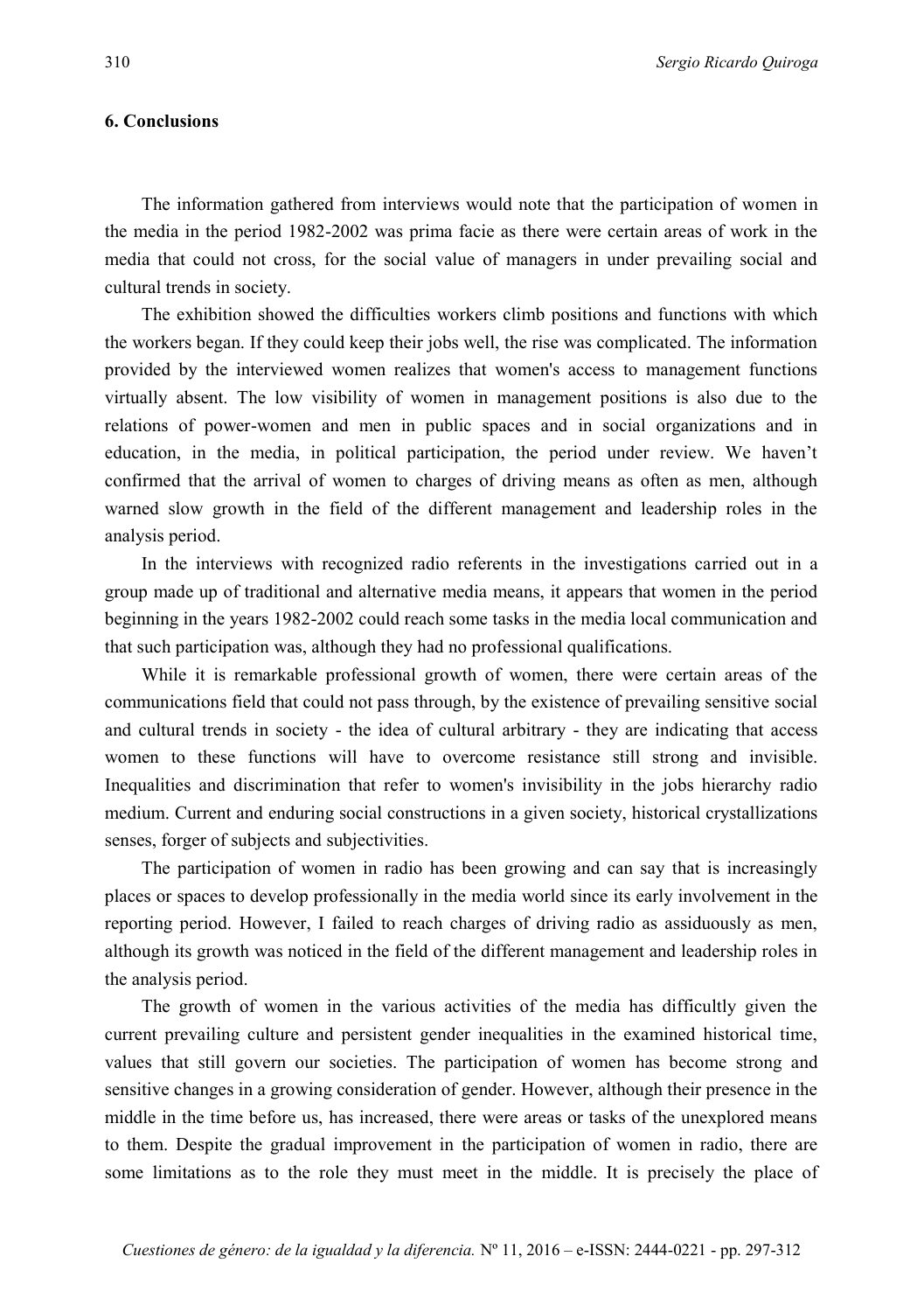## 6. Conclusions

The information gathered from interviews would note that the participation of women in the media in the period 1982-2002 was prima facie as there were certain areas of work in the media that could not cross, for the social value of managers in under prevailing social and cultural trends in society.

The exhibition showed the difficulties workers climb positions and functions with which the workers began. If they could keep their jobs well, the rise was complicated. The information provided by the interviewed women realizes that women's access to management functions virtually absent. The low visibility of women in management positions is also due to the relations of power-women and men in public spaces and in social organizations and in education, in the media, in political participation, the period under review. We haven't confirmed that the arrival of women to charges of driving means as often as men, although warned slow growth in the field of the different management and leadership roles in the analysis period.

In the interviews with recognized radio referents in the investigations carried out in a group made up of traditional and alternative media means, it appears that women in the period beginning in the years 1982-2002 could reach some tasks in the media local communication and that such participation was, although they had no professional qualifications.

While it is remarkable professional growth of women, there were certain areas of the communications field that could not pass through, by the existence of prevailing sensitive social and cultural trends in society - the idea of cultural arbitrary - they are indicating that access women to these functions will have to overcome resistance still strong and invisible. Inequalities and discrimination that refer to women's invisibility in the jobs hierarchy radio medium. Current and enduring social constructions in a given society, historical crystallizations senses, forger of subjects and subjectivities.

The participation of women in radio has been growing and can say that is increasingly places or spaces to develop professionally in the media world since its early involvement in the reporting period. However, I failed to reach charges of driving radio as assiduously as men, although its growth was noticed in the field of the different management and leadership roles in the analysis period.

The growth of women in the various activities of the media has difficultly given the current prevailing culture and persistent gender inequalities in the examined historical time, values that still govern our societies. The participation of women has become strong and sensitive changes in a growing consideration of gender. However, although their presence in the middle in the time before us, has increased, there were areas or tasks of the unexplored means to them. Despite the gradual improvement in the participation of women in radio, there are some limitations as to the role they must meet in the middle. It is precisely the place of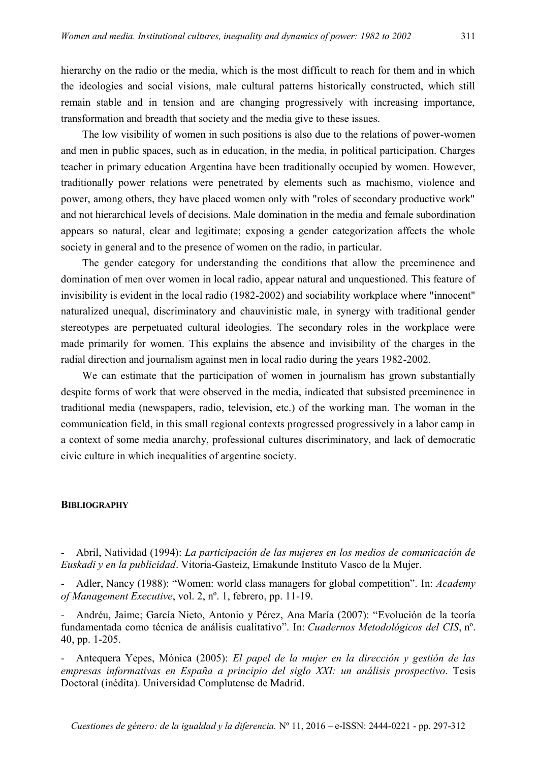hierarchy on the radio or the media, which is the most difficult to reach for them and in which the ideologies and social visions, male cultural patterns historically constructed, which still remain stable and in tension and are changing progressively with increasing importance, transformation and breadth that society and the media give to these issues.

The low visibility of women in such positions is also due to the relations of power-women and men in public spaces, such as in education, in the media, in political participation. Charges teacher in primary education Argentina have been traditionally occupied by women. However, traditionally power relations were penetrated by elements such as machismo, violence and power, among others, they have placed women only with "roles of secondary productive work" and not hierarchical levels of decisions. Male domination in the media and female subordination appears so natural, clear and legitimate; exposing a gender categorization affects the whole society in general and to the presence of women on the radio, in particular.

The gender category for understanding the conditions that allow the preeminence and domination of men over women in local radio, appear natural and unquestioned. This feature of invisibility is evident in the local radio (1982-2002) and sociability workplace where "innocent" naturalized unequal, discriminatory and chauvinistic male, in synergy with traditional gender stereotypes are perpetuated cultural ideologies. The secondary roles in the workplace were made primarily for women. This explains the absence and invisibility of the charges in the radial direction and journalism against men in local radio during the years 1982-2002.

We can estimate that the participation of women in journalism has grown substantially despite forms of work that were observed in the media, indicated that subsisted preeminence in traditional media (newspapers, radio, television, etc.) of the working man. The woman in the communication field, in this small regional contexts progressed progressively in a labor camp in a context of some media anarchy, professional cultures discriminatory, and lack of democratic civic culture in which inequalities of argentine society.

## BIBLIOGRAPHY

- Abril, Natividad (1994): *La participación de las mujeres en los medios de comunicación de Euskadi y en la publicidad*. Vitoria-Gasteiz, Emakunde Instituto Vasco de la Mujer.

- Adler, Nancy (1988): "Women: world class managers for global competition". In: *Academy of Management Executive*, vol. 2, nº. 1, febrero, pp. 11-19.

- Andréu, Jaime; García Nieto, Antonio y Pérez, Ana María (2007): "Evolución de la teoría fundamentada como técnica de análisis cualitativo". In: *Cuadernos Metodológicos del CIS*, nº. 40, pp. 1-205.

- Antequera Yepes, Mónica (2005): *El papel de la mujer en la dirección y gestión de las empresas informativas en España a principio del siglo XXI: un análisis prospectivo*. Tesis Doctoral (inédita). Universidad Complutense de Madrid.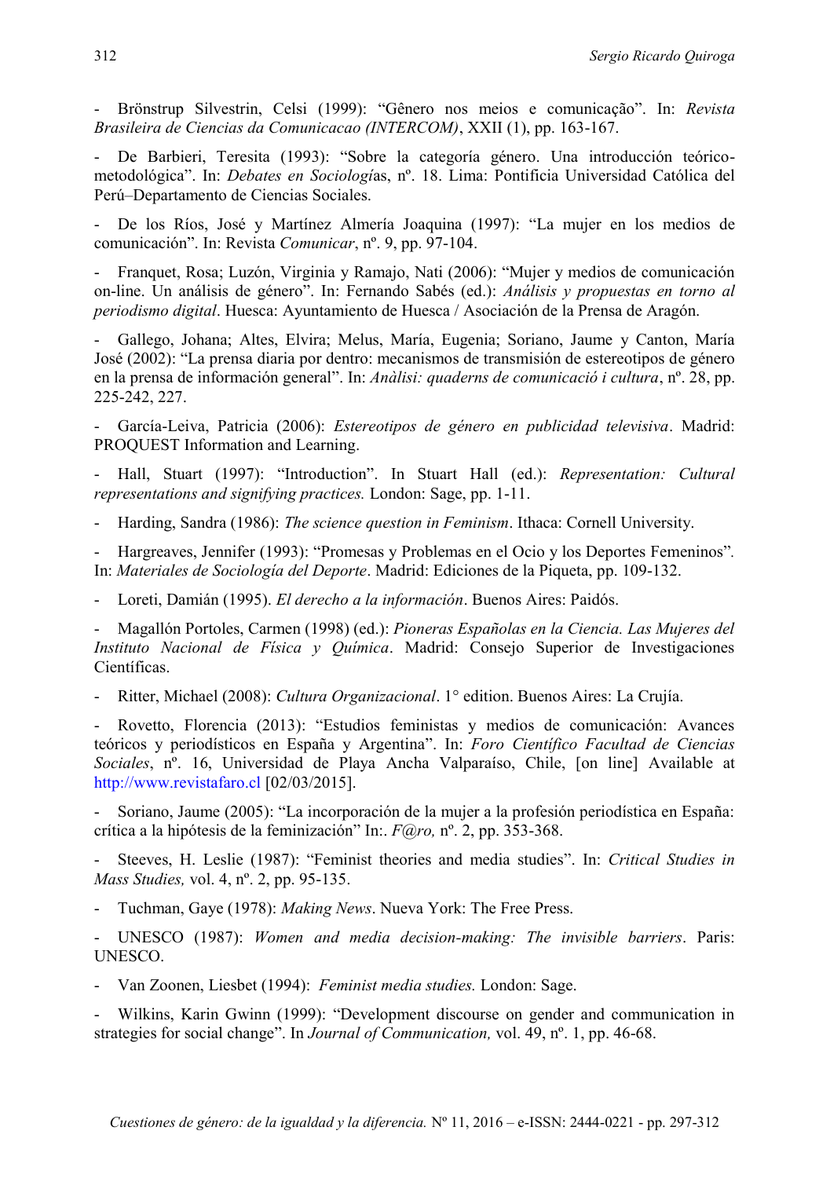- Brönstrup Silvestrin, Celsi (1999): "Gênero nos meios e comunicação". In: *Revista Brasileira de Ciencias da Comunicacao (INTERCOM)*, XXII (1), pp. 163-167.

- De Barbieri, Teresita (1993): "Sobre la categoría género. Una introducción teórico-metodológica". In: *Debates en Sociología*s, nº. 18. Lima: Pontificia Universidad Católica del Perú–Departamento de Ciencias Sociales.

- De los Ríos, José y Martínez Almería Joaquina (1997): "La mujer en los medios de comunicación". In: Revista *Comunicar*, nº. 9, pp. 97-104.

- Franquet, Rosa; Luzón, Virginia y Ramajo, Nati (2006): "Mujer y medios de comunicación on-line. Un análisis de género". In: Fernando Sabés (ed.): *Análisis y propuestas en torno al periodismo digital*. Huesca: Ayuntamiento de Huesca / Asociación de la Prensa de Aragón.

- Gallego, Johana; Altes, Elvira; Melus, María, Eugenia; Soriano, Jaume y Canton, María José (2002): "La prensa diaria por dentro: mecanismos de transmisión de estereotipos de género en la prensa de información general". In: *Anàlisi: quaderns de comunicació i cultura*, nº. 28, pp. 225-242, 227.

- García-Leiva, Patricia (2006): *Estereotipos de género en publicidad televisiva*. Madrid: PROQUEST Information and Learning.

- Hall, Stuart (1997): "Introduction". In Stuart Hall (ed.): *Representation: Cultural representations and signifying practices.* London: Sage, pp. 1-11.

- Harding, Sandra (1986): *The science question in Feminism*. Ithaca: Cornell University.

- Hargreaves, Jennifer (1993): "Promesas y Problemas en el Ocio y los Deportes Femeninos". In: *Materiales de Sociología del Deporte*. Madrid: Ediciones de la Piqueta, pp. 109-132.

- Loreti, Damián (1995). *El derecho a la información*. Buenos Aires: Paidós.

- Magallón Portoles, Carmen (1998) (ed.): *Pioneras Españolas en la Ciencia. Las Mujeres del Instituto Nacional de Física y Química*. Madrid: Consejo Superior de Investigaciones Científicas.

- Ritter, Michael (2008): *Cultura Organizacional*. 1° edition. Buenos Aires: La Crujía.

- Rovetto, Florencia (2013): "Estudios feministas y medios de comunicación: Avances teóricos y periodísticos en España y Argentina". In: *Foro Científico Facultad de Ciencias Sociales*, nº. 16, Universidad de Playa Ancha Valparaíso, Chile, [on line] Available at http://www.revistafaro.cl [02/03/2015].

- Soriano, Jaume (2005): "La incorporación de la mujer a la profesión periodística en España: crítica a la hipótesis de la feminización" In:. *F@ro,* nº. 2, pp. 353-368.

- Steeves, H. Leslie (1987): "Feminist theories and media studies". In: *Critical Studies in Mass Studies,* vol. 4, nº. 2, pp. 95-135.

- Tuchman, Gaye (1978): *Making News*. Nueva York: The Free Press.

- UNESCO (1987): *Women and media decision-making: The invisible barriers*. Paris: UNESCO.

- Van Zoonen, Liesbet (1994): *Feminist media studies.* London: Sage.

- Wilkins, Karin Gwinn (1999): "Development discourse on gender and communication in strategies for social change". In *Journal of Communication,* vol. 49, nº. 1, pp. 46-68.